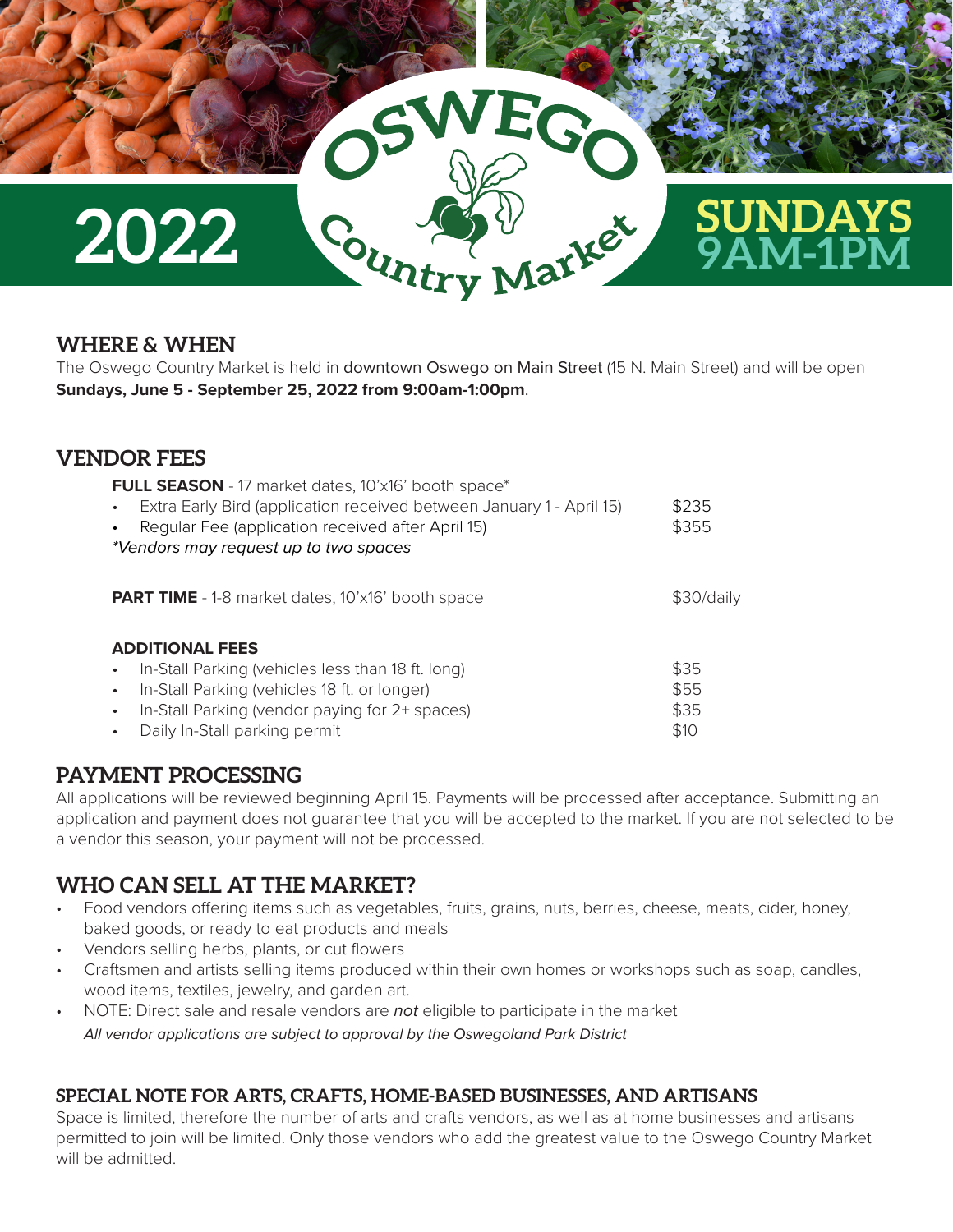# 2022 OSWEGO Country Market

SUNDAYS 9AM-1PM

## WHERE & WHEN

The Oswego Country Market is held in downtown Oswego on Main Street (15 N. Main Street) and will be open **Sundays, June 5 - September 25, 2022 from 9:00am-1:00pm**.

## VENDOR FEES

**FULL SEASON** - 17 market dates, 10'x16' booth space*

| | |
|---|---|
| • Extra Early Bird (application received between January 1 - April 15) | $235 |
| • Regular Fee (application received after April 15) | $355 |

*\*Vendors may request up to two spaces*

| | |
|---|---|
| **PART TIME** - 1-8 market dates, 10'x16' booth space | $30/daily |

**ADDITIONAL FEES**

| | |
|---|---|
| • In-Stall Parking (vehicles less than 18 ft. long) | $35 |
| • In-Stall Parking (vehicles 18 ft. or longer) | $55 |
| • In-Stall Parking (vendor paying for 2+ spaces) | $35 |
| • Daily In-Stall parking permit | $10 |

## PAYMENT PROCESSING

All applications will be reviewed beginning April 15. Payments will be processed after acceptance. Submitting an application and payment does not guarantee that you will be accepted to the market. If you are not selected to be a vendor this season, your payment will not be processed.

## WHO CAN SELL AT THE MARKET?

- Food vendors offering items such as vegetables, fruits, grains, nuts, berries, cheese, meats, cider, honey, baked goods, or ready to eat products and meals
- Vendors selling herbs, plants, or cut flowers
- Craftsmen and artists selling items produced within their own homes or workshops such as soap, candles, wood items, textiles, jewelry, and garden art.
- NOTE: Direct sale and resale vendors are *not* eligible to participate in the market

*All vendor applications are subject to approval by the Oswegoland Park District*

### SPECIAL NOTE FOR ARTS, CRAFTS, HOME-BASED BUSINESSES, AND ARTISANS

Space is limited, therefore the number of arts and crafts vendors, as well as at home businesses and artisans permitted to join will be limited. Only those vendors who add the greatest value to the Oswego Country Market will be admitted.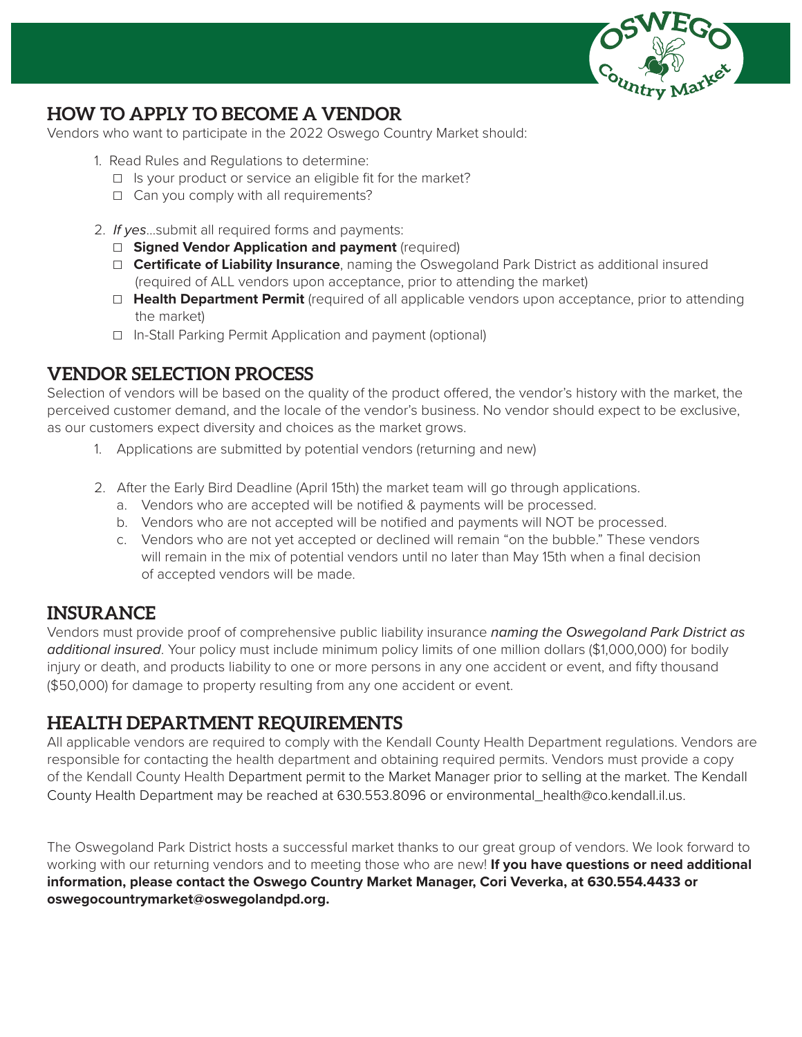## HOW TO APPLY TO BECOME A VENDOR

Vendors who want to participate in the 2022 Oswego Country Market should:

1. Read Rules and Regulations to determine:
   - ☐ Is your product or service an eligible fit for the market?
   - ☐ Can you comply with all requirements?

2. *If yes*...submit all required forms and payments:
   - ☐ **Signed Vendor Application and payment** (required)
   - ☐ **Certificate of Liability Insurance**, naming the Oswegoland Park District as additional insured (required of ALL vendors upon acceptance, prior to attending the market)
   - ☐ **Health Department Permit** (required of all applicable vendors upon acceptance, prior to attending the market)
   - ☐ In-Stall Parking Permit Application and payment (optional)

## VENDOR SELECTION PROCESS

Selection of vendors will be based on the quality of the product offered, the vendor's history with the market, the perceived customer demand, and the locale of the vendor's business. No vendor should expect to be exclusive, as our customers expect diversity and choices as the market grows.

1. Applications are submitted by potential vendors (returning and new)

2. After the Early Bird Deadline (April 15th) the market team will go through applications.
   a. Vendors who are accepted will be notified & payments will be processed.
   b. Vendors who are not accepted will be notified and payments will NOT be processed.
   c. Vendors who are not yet accepted or declined will remain "on the bubble." These vendors will remain in the mix of potential vendors until no later than May 15th when a final decision of accepted vendors will be made.

## INSURANCE

Vendors must provide proof of comprehensive public liability insurance *naming the Oswegoland Park District as additional insured*. Your policy must include minimum policy limits of one million dollars ($1,000,000) for bodily injury or death, and products liability to one or more persons in any one accident or event, and fifty thousand ($50,000) for damage to property resulting from any one accident or event.

## HEALTH DEPARTMENT REQUIREMENTS

All applicable vendors are required to comply with the Kendall County Health Department regulations. Vendors are responsible for contacting the health department and obtaining required permits. Vendors must provide a copy of the Kendall County Health Department permit to the Market Manager prior to selling at the market. The Kendall County Health Department may be reached at 630.553.8096 or environmental_health@co.kendall.il.us.

The Oswegoland Park District hosts a successful market thanks to our great group of vendors. We look forward to working with our returning vendors and to meeting those who are new! **If you have questions or need additional information, please contact the Oswego Country Market Manager, Cori Veverka, at 630.554.4433 or oswegocountrymarket@oswegolandpd.org.**